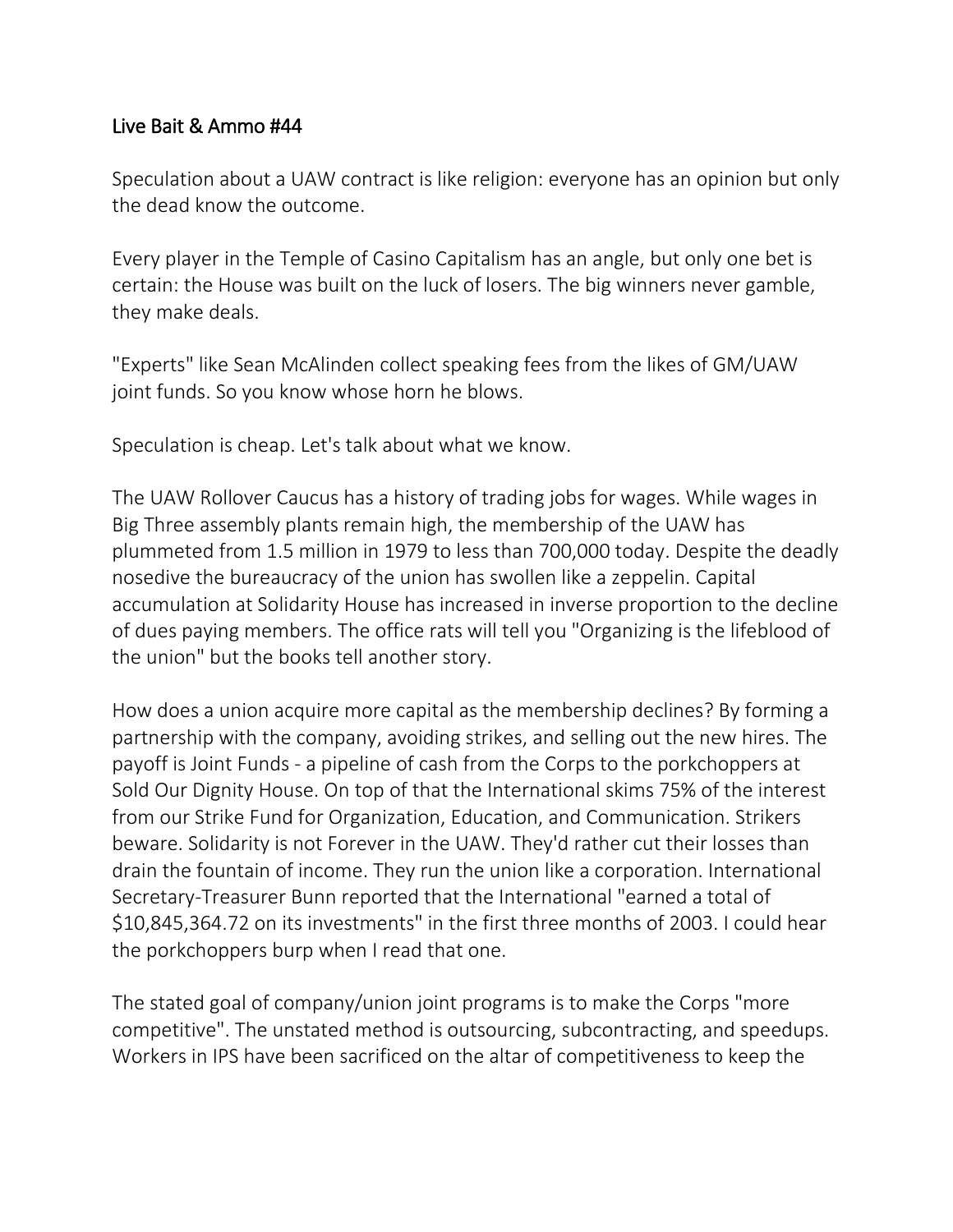## Live Bait & Ammo #44

Speculation about a UAW contract is like religion: everyone has an opinion but only the dead know the outcome.

Every player in the Temple of Casino Capitalism has an angle, but only one bet is certain: the House was built on the luck of losers. The big winners never gamble, they make deals.

"Experts" like Sean McAlinden collect speaking fees from the likes of GM/UAW joint funds. So you know whose horn he blows.

Speculation is cheap. Let's talk about what we know.

The UAW Rollover Caucus has a history of trading jobs for wages. While wages in Big Three assembly plants remain high, the membership of the UAW has plummeted from 1.5 million in 1979 to less than 700,000 today. Despite the deadly nosedive the bureaucracy of the union has swollen like a zeppelin. Capital accumulation at Solidarity House has increased in inverse proportion to the decline of dues paying members. The office rats will tell you "Organizing is the lifeblood of the union" but the books tell another story.

How does a union acquire more capital as the membership declines? By forming a partnership with the company, avoiding strikes, and selling out the new hires. The payoff is Joint Funds - a pipeline of cash from the Corps to the porkchoppers at Sold Our Dignity House. On top of that the International skims 75% of the interest from our Strike Fund for Organization, Education, and Communication. Strikers beware. Solidarity is not Forever in the UAW. They'd rather cut their losses than drain the fountain of income. They run the union like a corporation. International Secretary-Treasurer Bunn reported that the International "earned a total of $10,845,364.72 on its investments" in the first three months of 2003. I could hear the porkchoppers burp when I read that one.

The stated goal of company/union joint programs is to make the Corps "more competitive". The unstated method is outsourcing, subcontracting, and speedups. Workers in IPS have been sacrificed on the altar of competitiveness to keep the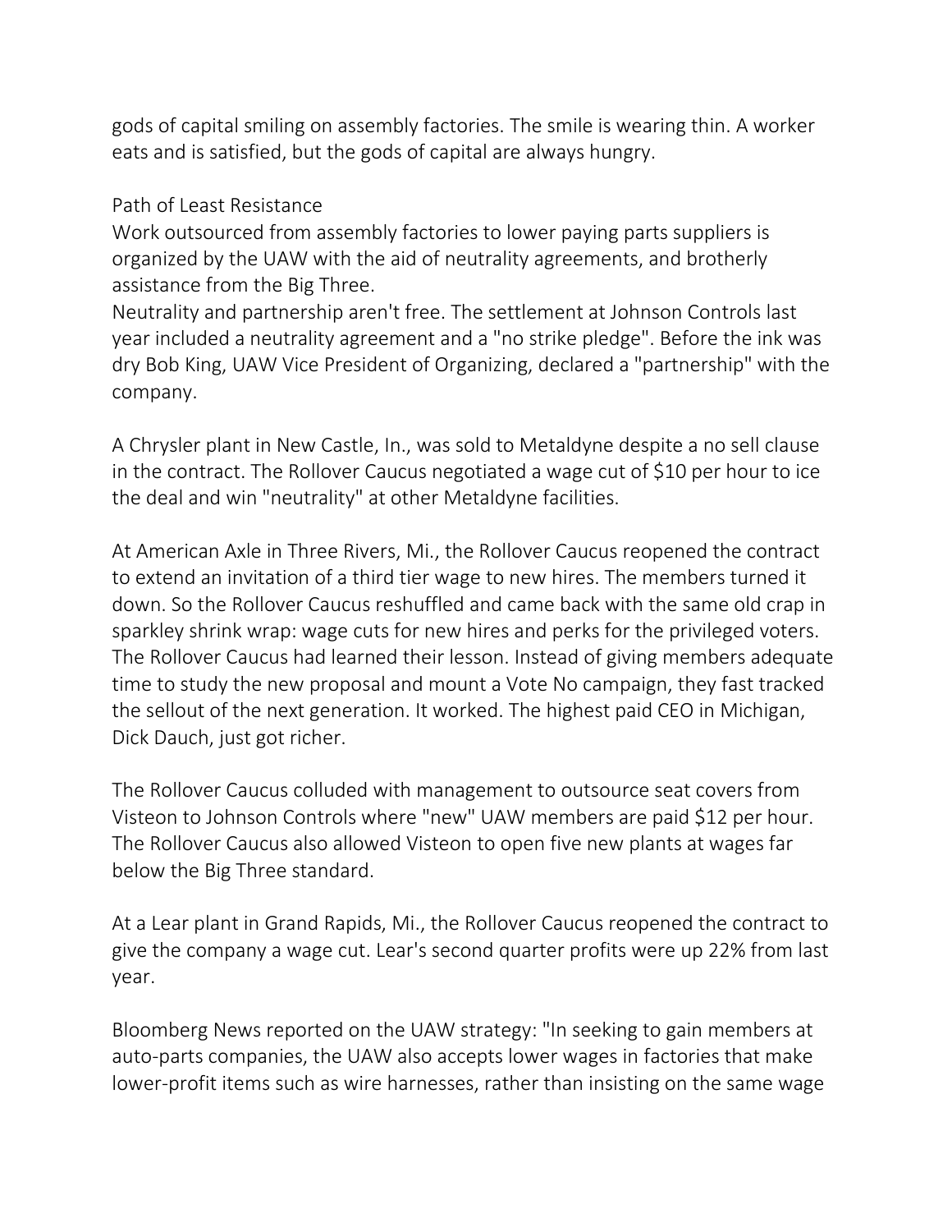gods of capital smiling on assembly factories. The smile is wearing thin. A worker eats and is satisfied, but the gods of capital are always hungry.

## Path of Least Resistance

Work outsourced from assembly factories to lower paying parts suppliers is organized by the UAW with the aid of neutrality agreements, and brotherly assistance from the Big Three.

Neutrality and partnership aren't free. The settlement at Johnson Controls last year included a neutrality agreement and a "no strike pledge". Before the ink was dry Bob King, UAW Vice President of Organizing, declared a "partnership" with the company.

A Chrysler plant in New Castle, In., was sold to Metaldyne despite a no sell clause in the contract. The Rollover Caucus negotiated a wage cut of $10 per hour to ice the deal and win "neutrality" at other Metaldyne facilities.

At American Axle in Three Rivers, Mi., the Rollover Caucus reopened the contract to extend an invitation of a third tier wage to new hires. The members turned it down. So the Rollover Caucus reshuffled and came back with the same old crap in sparkley shrink wrap: wage cuts for new hires and perks for the privileged voters. The Rollover Caucus had learned their lesson. Instead of giving members adequate time to study the new proposal and mount a Vote No campaign, they fast tracked the sellout of the next generation. It worked. The highest paid CEO in Michigan, Dick Dauch, just got richer.

The Rollover Caucus colluded with management to outsource seat covers from Visteon to Johnson Controls where "new" UAW members are paid $12 per hour. The Rollover Caucus also allowed Visteon to open five new plants at wages far below the Big Three standard.

At a Lear plant in Grand Rapids, Mi., the Rollover Caucus reopened the contract to give the company a wage cut. Lear's second quarter profits were up 22% from last year.

Bloomberg News reported on the UAW strategy: "In seeking to gain members at auto-parts companies, the UAW also accepts lower wages in factories that make lower-profit items such as wire harnesses, rather than insisting on the same wage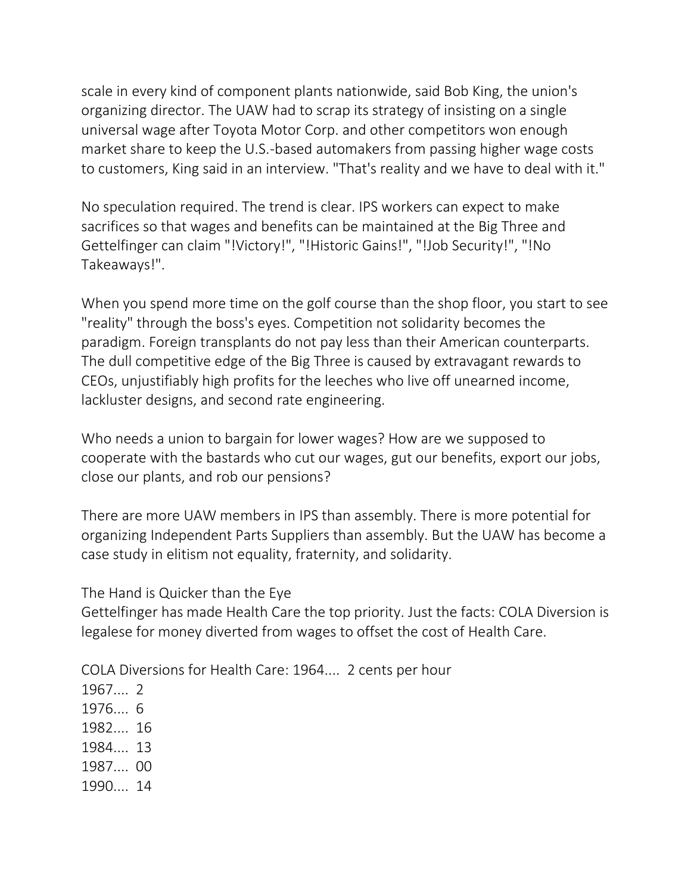scale in every kind of component plants nationwide, said Bob King, the union's organizing director. The UAW had to scrap its strategy of insisting on a single universal wage after Toyota Motor Corp. and other competitors won enough market share to keep the U.S.-based automakers from passing higher wage costs to customers, King said in an interview. "That's reality and we have to deal with it."

No speculation required. The trend is clear. IPS workers can expect to make sacrifices so that wages and benefits can be maintained at the Big Three and Gettelfinger can claim "!Victory!", "!Historic Gains!", "!Job Security!", "!No Takeaways!".

When you spend more time on the golf course than the shop floor, you start to see "reality" through the boss's eyes. Competition not solidarity becomes the paradigm. Foreign transplants do not pay less than their American counterparts. The dull competitive edge of the Big Three is caused by extravagant rewards to CEOs, unjustifiably high profits for the leeches who live off unearned income, lackluster designs, and second rate engineering.

Who needs a union to bargain for lower wages? How are we supposed to cooperate with the bastards who cut our wages, gut our benefits, export our jobs, close our plants, and rob our pensions?

There are more UAW members in IPS than assembly. There is more potential for organizing Independent Parts Suppliers than assembly. But the UAW has become a case study in elitism not equality, fraternity, and solidarity.

The Hand is Quicker than the Eye
Gettelfinger has made Health Care the top priority. Just the facts: COLA Diversion is legalese for money diverted from wages to offset the cost of Health Care.

COLA Diversions for Health Care: 1964.... 2 cents per hour
1967.... 2
1976.... 6
1982.... 16
1984.... 13
1987.... 00
1990.... 14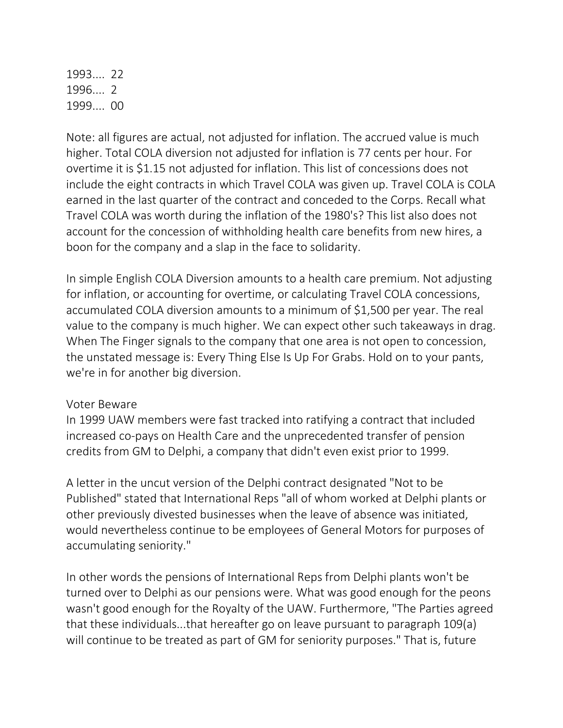1993.... 22  
1996.... 2  
1999.... 00

Note: all figures are actual, not adjusted for inflation. The accrued value is much higher. Total COLA diversion not adjusted for inflation is 77 cents per hour. For overtime it is $1.15 not adjusted for inflation. This list of concessions does not include the eight contracts in which Travel COLA was given up. Travel COLA is COLA earned in the last quarter of the contract and conceded to the Corps. Recall what Travel COLA was worth during the inflation of the 1980's? This list also does not account for the concession of withholding health care benefits from new hires, a boon for the company and a slap in the face to solidarity.

In simple English COLA Diversion amounts to a health care premium. Not adjusting for inflation, or accounting for overtime, or calculating Travel COLA concessions, accumulated COLA diversion amounts to a minimum of $1,500 per year. The real value to the company is much higher. We can expect other such takeaways in drag. When The Finger signals to the company that one area is not open to concession, the unstated message is: Every Thing Else Is Up For Grabs. Hold on to your pants, we're in for another big diversion.

Voter Beware  
In 1999 UAW members were fast tracked into ratifying a contract that included increased co-pays on Health Care and the unprecedented transfer of pension credits from GM to Delphi, a company that didn't even exist prior to 1999.

A letter in the uncut version of the Delphi contract designated "Not to be Published" stated that International Reps "all of whom worked at Delphi plants or other previously divested businesses when the leave of absence was initiated, would nevertheless continue to be employees of General Motors for purposes of accumulating seniority."

In other words the pensions of International Reps from Delphi plants won't be turned over to Delphi as our pensions were. What was good enough for the peons wasn't good enough for the Royalty of the UAW. Furthermore, "The Parties agreed that these individuals...that hereafter go on leave pursuant to paragraph 109(a) will continue to be treated as part of GM for seniority purposes." That is, future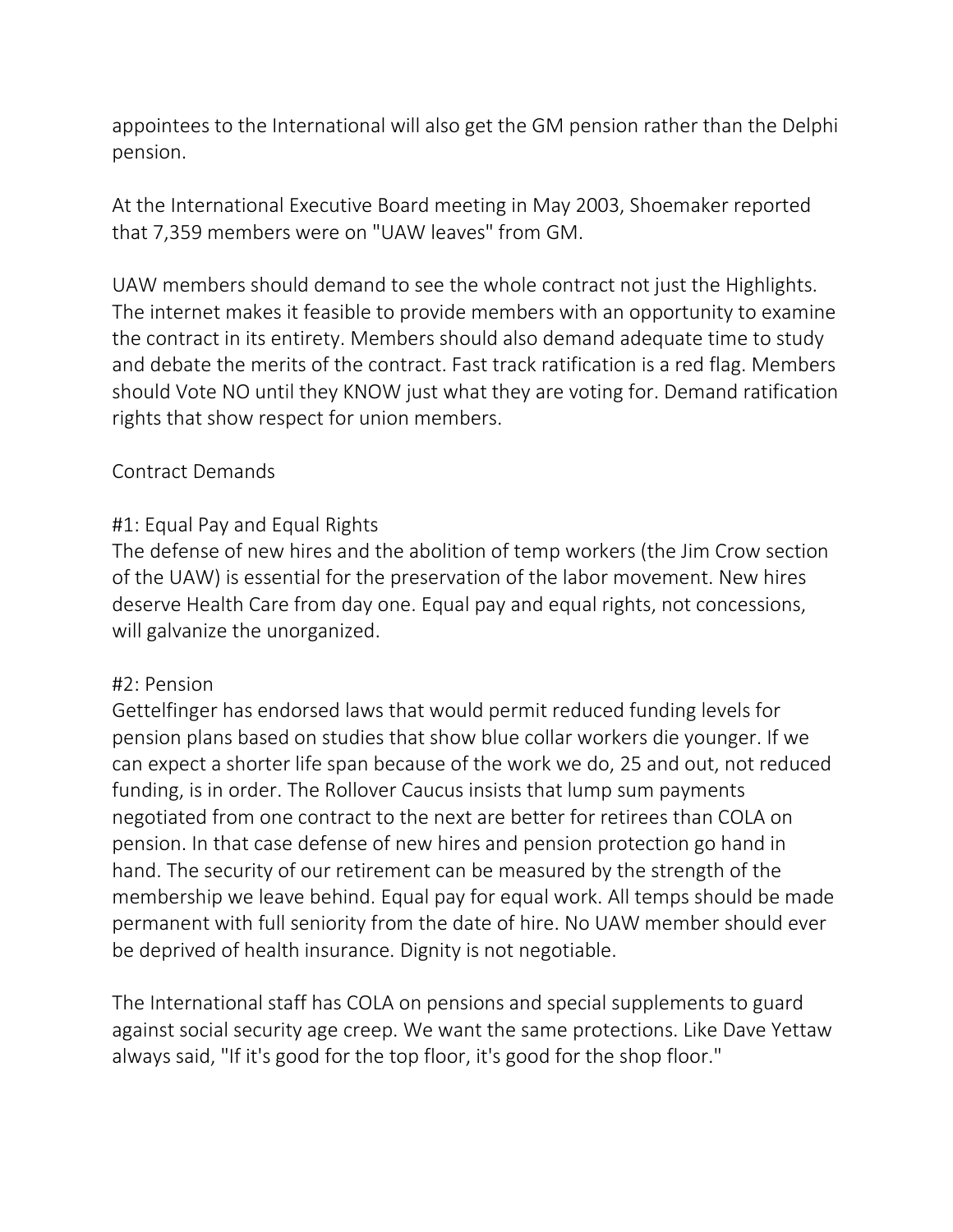appointees to the International will also get the GM pension rather than the Delphi pension.

At the International Executive Board meeting in May 2003, Shoemaker reported that 7,359 members were on "UAW leaves" from GM.

UAW members should demand to see the whole contract not just the Highlights. The internet makes it feasible to provide members with an opportunity to examine the contract in its entirety. Members should also demand adequate time to study and debate the merits of the contract. Fast track ratification is a red flag. Members should Vote NO until they KNOW just what they are voting for. Demand ratification rights that show respect for union members.

## Contract Demands

### #1: Equal Pay and Equal Rights

The defense of new hires and the abolition of temp workers (the Jim Crow section of the UAW) is essential for the preservation of the labor movement. New hires deserve Health Care from day one. Equal pay and equal rights, not concessions, will galvanize the unorganized.

### #2: Pension

Gettelfinger has endorsed laws that would permit reduced funding levels for pension plans based on studies that show blue collar workers die younger. If we can expect a shorter life span because of the work we do, 25 and out, not reduced funding, is in order. The Rollover Caucus insists that lump sum payments negotiated from one contract to the next are better for retirees than COLA on pension. In that case defense of new hires and pension protection go hand in hand. The security of our retirement can be measured by the strength of the membership we leave behind. Equal pay for equal work. All temps should be made permanent with full seniority from the date of hire. No UAW member should ever be deprived of health insurance. Dignity is not negotiable.

The International staff has COLA on pensions and special supplements to guard against social security age creep. We want the same protections. Like Dave Yettaw always said, "If it's good for the top floor, it's good for the shop floor."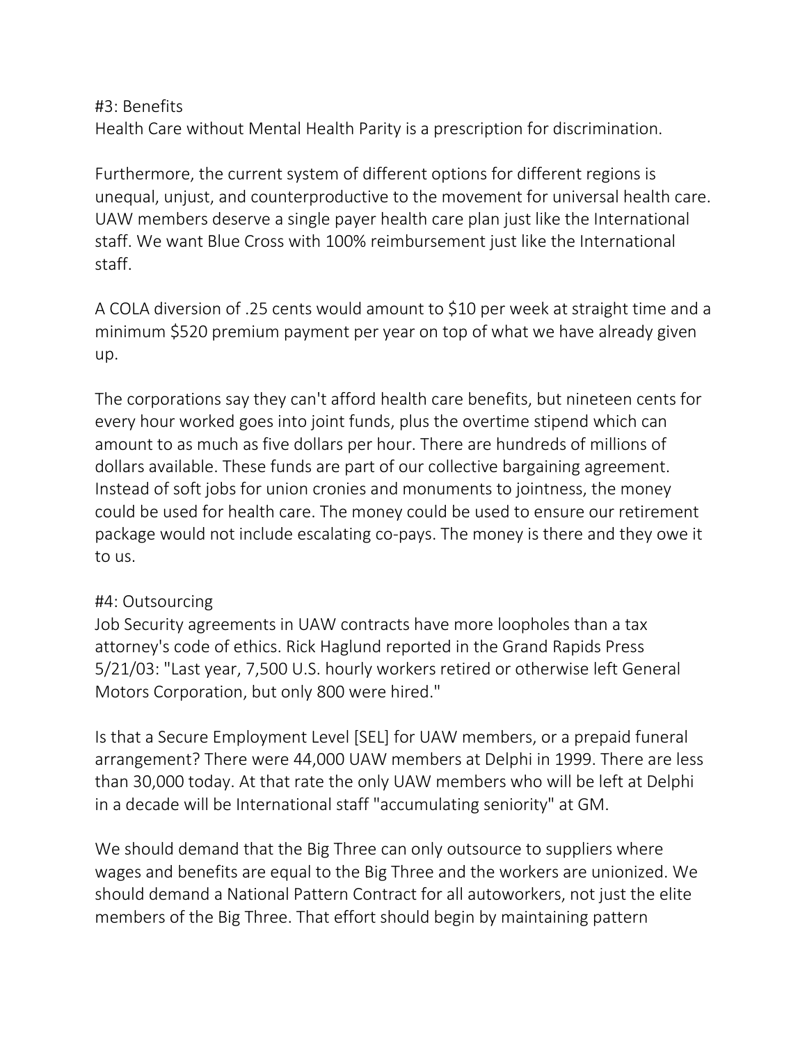#3: Benefits
Health Care without Mental Health Parity is a prescription for discrimination.

Furthermore, the current system of different options for different regions is unequal, unjust, and counterproductive to the movement for universal health care. UAW members deserve a single payer health care plan just like the International staff. We want Blue Cross with 100% reimbursement just like the International staff.

A COLA diversion of .25 cents would amount to $10 per week at straight time and a minimum $520 premium payment per year on top of what we have already given up.

The corporations say they can't afford health care benefits, but nineteen cents for every hour worked goes into joint funds, plus the overtime stipend which can amount to as much as five dollars per hour. There are hundreds of millions of dollars available. These funds are part of our collective bargaining agreement. Instead of soft jobs for union cronies and monuments to jointness, the money could be used for health care. The money could be used to ensure our retirement package would not include escalating co-pays. The money is there and they owe it to us.

#4: Outsourcing
Job Security agreements in UAW contracts have more loopholes than a tax attorney's code of ethics. Rick Haglund reported in the Grand Rapids Press 5/21/03: "Last year, 7,500 U.S. hourly workers retired or otherwise left General Motors Corporation, but only 800 were hired."

Is that a Secure Employment Level [SEL] for UAW members, or a prepaid funeral arrangement? There were 44,000 UAW members at Delphi in 1999. There are less than 30,000 today. At that rate the only UAW members who will be left at Delphi in a decade will be International staff "accumulating seniority" at GM.

We should demand that the Big Three can only outsource to suppliers where wages and benefits are equal to the Big Three and the workers are unionized. We should demand a National Pattern Contract for all autoworkers, not just the elite members of the Big Three. That effort should begin by maintaining pattern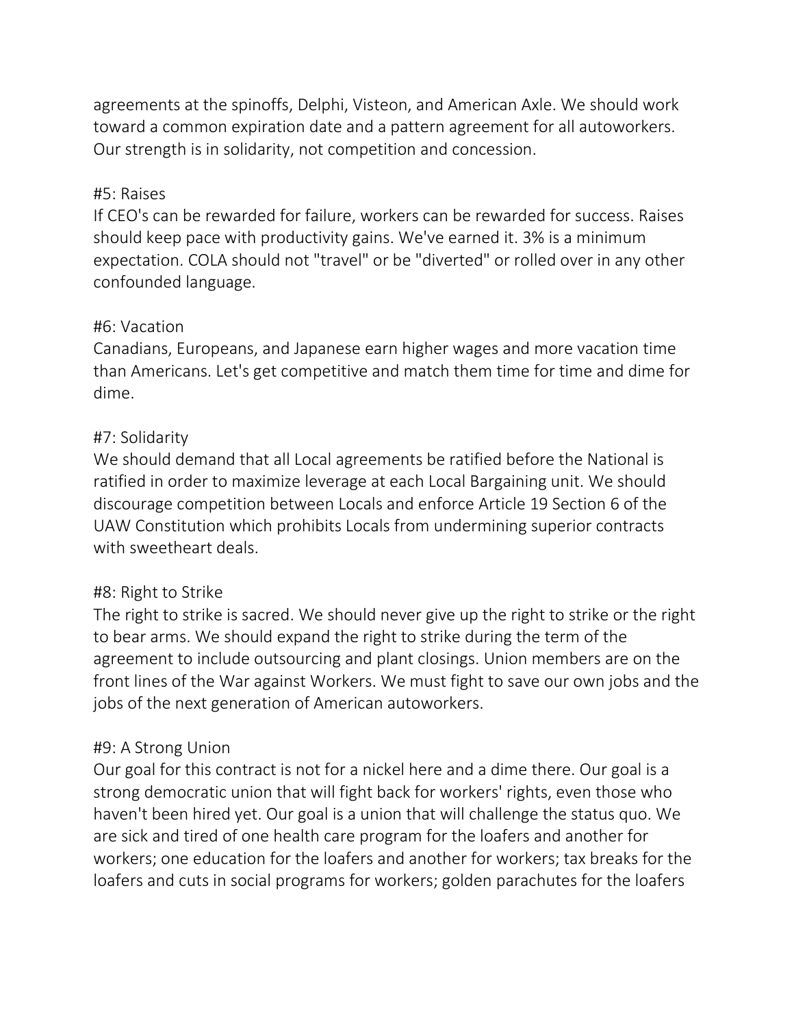agreements at the spinoffs, Delphi, Visteon, and American Axle. We should work toward a common expiration date and a pattern agreement for all autoworkers. Our strength is in solidarity, not competition and concession.

#5: Raises
If CEO's can be rewarded for failure, workers can be rewarded for success. Raises should keep pace with productivity gains. We've earned it. 3% is a minimum expectation. COLA should not "travel" or be "diverted" or rolled over in any other confounded language.

#6: Vacation
Canadians, Europeans, and Japanese earn higher wages and more vacation time than Americans. Let's get competitive and match them time for time and dime for dime.

#7: Solidarity
We should demand that all Local agreements be ratified before the National is ratified in order to maximize leverage at each Local Bargaining unit. We should discourage competition between Locals and enforce Article 19 Section 6 of the UAW Constitution which prohibits Locals from undermining superior contracts with sweetheart deals.

#8: Right to Strike
The right to strike is sacred. We should never give up the right to strike or the right to bear arms. We should expand the right to strike during the term of the agreement to include outsourcing and plant closings. Union members are on the front lines of the War against Workers. We must fight to save our own jobs and the jobs of the next generation of American autoworkers.

#9: A Strong Union
Our goal for this contract is not for a nickel here and a dime there. Our goal is a strong democratic union that will fight back for workers' rights, even those who haven't been hired yet. Our goal is a union that will challenge the status quo. We are sick and tired of one health care program for the loafers and another for workers; one education for the loafers and another for workers; tax breaks for the loafers and cuts in social programs for workers; golden parachutes for the loafers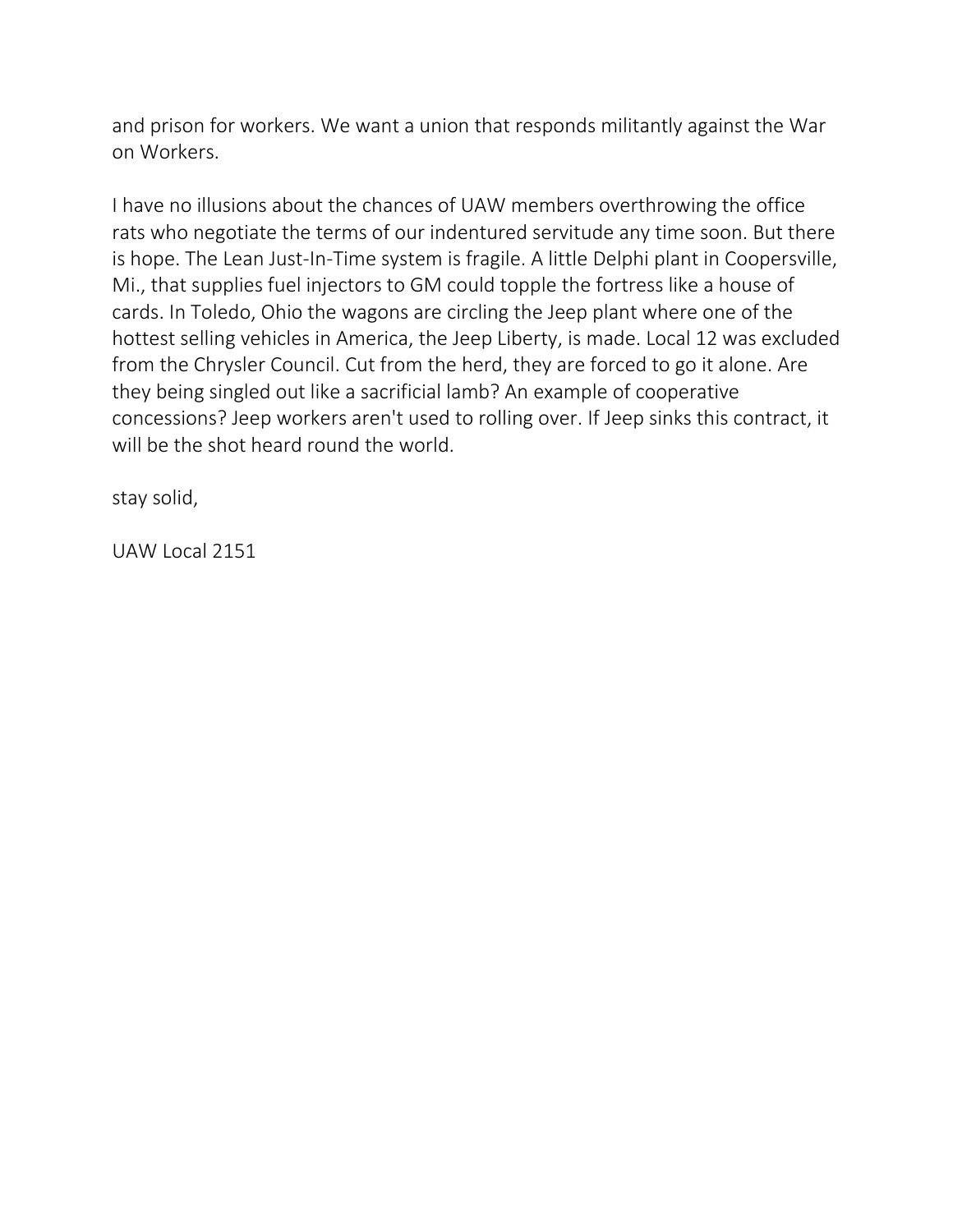and prison for workers. We want a union that responds militantly against the War on Workers.

I have no illusions about the chances of UAW members overthrowing the office rats who negotiate the terms of our indentured servitude any time soon. But there is hope. The Lean Just-In-Time system is fragile. A little Delphi plant in Coopersville, Mi., that supplies fuel injectors to GM could topple the fortress like a house of cards. In Toledo, Ohio the wagons are circling the Jeep plant where one of the hottest selling vehicles in America, the Jeep Liberty, is made. Local 12 was excluded from the Chrysler Council. Cut from the herd, they are forced to go it alone. Are they being singled out like a sacrificial lamb? An example of cooperative concessions? Jeep workers aren't used to rolling over. If Jeep sinks this contract, it will be the shot heard round the world.

stay solid,

UAW Local 2151